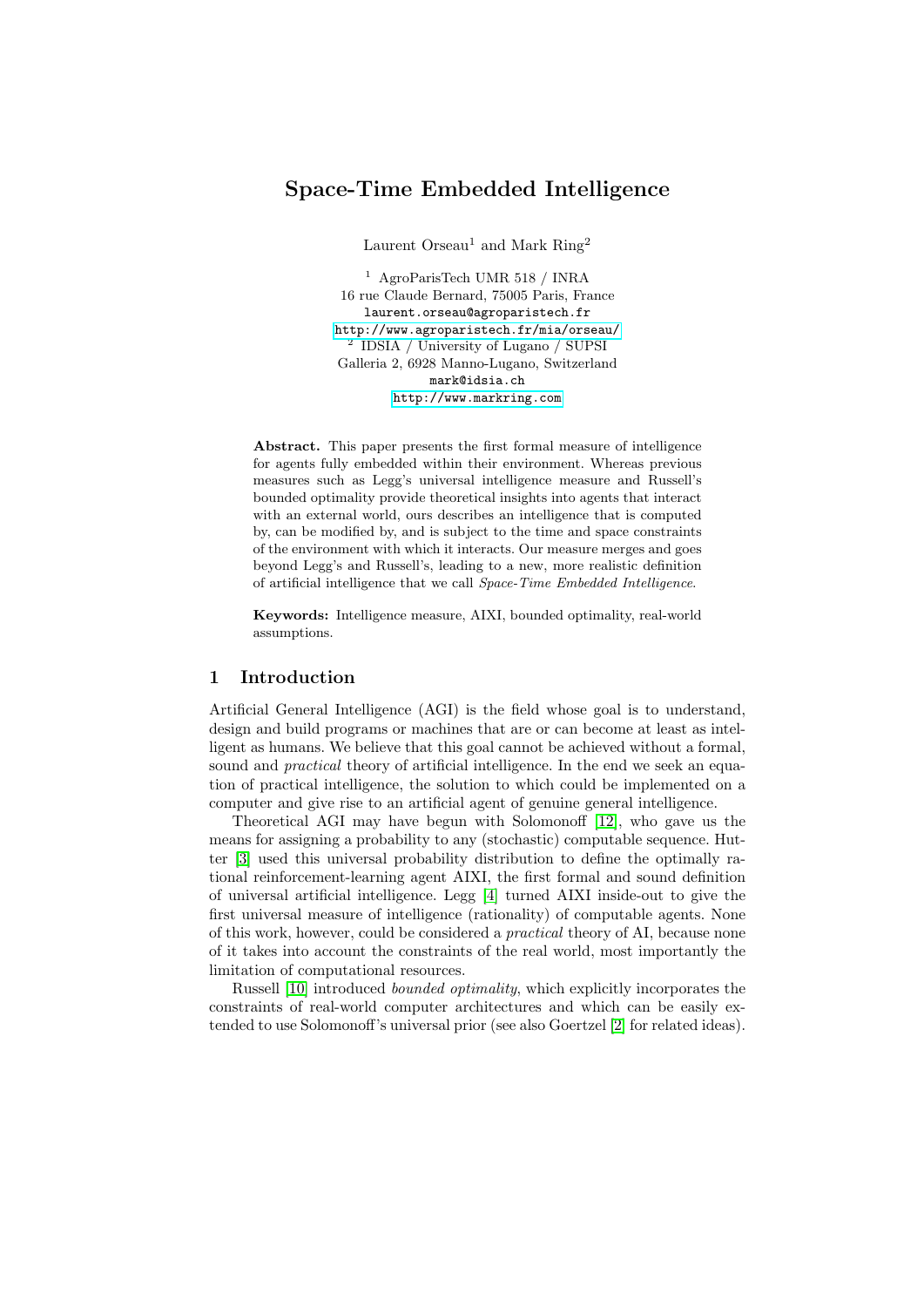# Space-Time Embedded Intelligence

Laurent Orseau[1] and Mark Ring[2]

[1] AgroParisTech UMR 518 / INRA
16 rue Claude Bernard, 75005 Paris, France
laurent.orseau@agroparistech.fr
http://www.agroparistech.fr/mia/orseau/

[2] IDSIA / University of Lugano / SUPSI
Galleria 2, 6928 Manno-Lugano, Switzerland
mark@idsia.ch
http://www.markring.com

**Abstract.** This paper presents the first formal measure of intelligence for agents fully embedded within their environment. Whereas previous measures such as Legg's universal intelligence measure and Russell's bounded optimality provide theoretical insights into agents that interact with an external world, ours describes an intelligence that is computed by, can be modified by, and is subject to the time and space constraints of the environment with which it interacts. Our measure merges and goes beyond Legg's and Russell's, leading to a new, more realistic definition of artificial intelligence that we call *Space-Time Embedded Intelligence*.

**Keywords:** Intelligence measure, AIXI, bounded optimality, real-world assumptions.

## 1 Introduction

Artificial General Intelligence (AGI) is the field whose goal is to understand, design and build programs or machines that are or can become at least as intelligent as humans. We believe that this goal cannot be achieved without a formal, sound and *practical* theory of artificial intelligence. In the end we seek an equation of practical intelligence, the solution to which could be implemented on a computer and give rise to an artificial agent of genuine general intelligence.

Theoretical AGI may have begun with Solomonoff [12], who gave us the means for assigning a probability to any (stochastic) computable sequence. Hutter [3] used this universal probability distribution to define the optimally rational reinforcement-learning agent AIXI, the first formal and sound definition of universal artificial intelligence. Legg [4] turned AIXI inside-out to give the first universal measure of intelligence (rationality) of computable agents. None of this work, however, could be considered a *practical* theory of AI, because none of it takes into account the constraints of the real world, most importantly the limitation of computational resources.

Russell [10] introduced *bounded optimality*, which explicitly incorporates the constraints of real-world computer architectures and which can be easily extended to use Solomonoff's universal prior (see also Goertzel [2] for related ideas).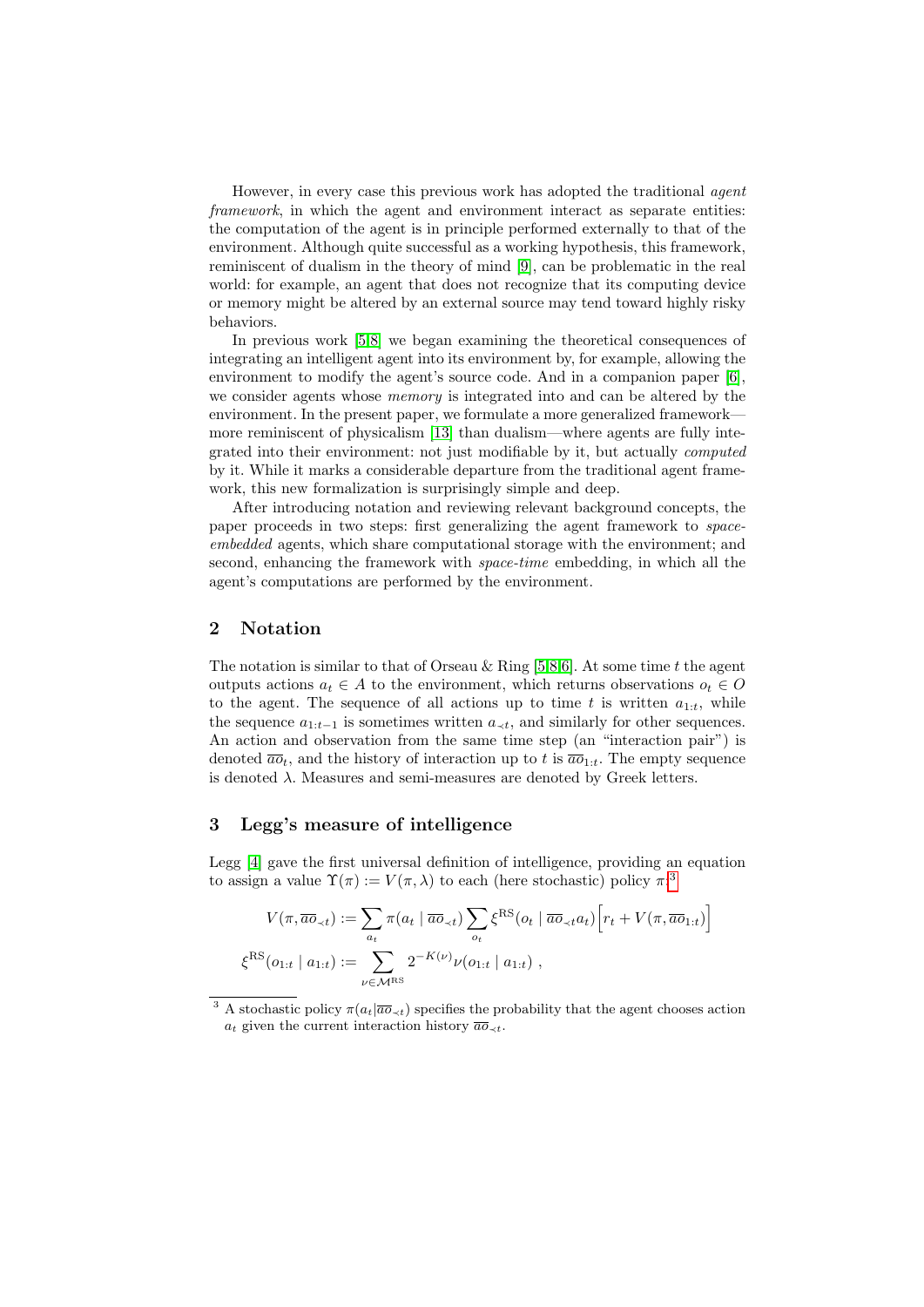However, in every case this previous work has adopted the traditional *agent framework*, in which the agent and environment interact as separate entities: the computation of the agent is in principle performed externally to that of the environment. Although quite successful as a working hypothesis, this framework, reminiscent of dualism in the theory of mind [9], can be problematic in the real world: for example, an agent that does not recognize that its computing device or memory might be altered by an external source may tend toward highly risky behaviors.

In previous work [5,8] we began examining the theoretical consequences of integrating an intelligent agent into its environment by, for example, allowing the environment to modify the agent's source code. And in a companion paper [6], we consider agents whose *memory* is integrated into and can be altered by the environment. In the present paper, we formulate a more generalized framework—more reminiscent of physicalism [13] than dualism—where agents are fully integrated into their environment: not just modifiable by it, but actually *computed* by it. While it marks a considerable departure from the traditional agent framework, this new formalization is surprisingly simple and deep.

After introducing notation and reviewing relevant background concepts, the paper proceeds in two steps: first generalizing the agent framework to *space-embedded* agents, which share computational storage with the environment; and second, enhancing the framework with *space-time* embedding, in which all the agent's computations are performed by the environment.

## 2 Notation

The notation is similar to that of Orseau & Ring [5,8,6]. At some time $t$ the agent outputs actions $a_t \in A$ to the environment, which returns observations $o_t \in O$ to the agent. The sequence of all actions up to time $t$ is written $a_{1:t}$, while the sequence $a_{1:t-1}$ is sometimes written $a_{\prec t}$, and similarly for other sequences. An action and observation from the same time step (an "interaction pair") is denoted $\overline{ao}_t$, and the history of interaction up to $t$ is $\overline{ao}_{1:t}$. The empty sequence is denoted $\lambda$. Measures and semi-measures are denoted by Greek letters.

## 3 Legg's measure of intelligence

Legg [4] gave the first universal definition of intelligence, providing an equation to assign a value $\Upsilon(\pi) := V(\pi, \lambda)$ to each (here stochastic) policy $\pi$:[3]

$$
V(\pi, \overline{ao}_{\prec t}) := \sum_{a_t} \pi(a_t \mid \overline{ao}_{\prec t}) \sum_{o_t} \xi^{\mathrm{RS}}(o_t \mid \overline{ao}_{\prec t} a_t) \Big[ r_t + V(\pi, \overline{ao}_{1:t}) \Big]
$$

$$
\xi^{\mathrm{RS}}(o_{1:t} \mid a_{1:t}) := \sum_{\nu \in \mathcal{M}^{\mathrm{RS}}} 2^{-K(\nu)} \nu(o_{1:t} \mid a_{1:t}) \ ,
$$

[3] A stochastic policy $\pi(a_t|\overline{ao}_{\prec t})$ specifies the probability that the agent chooses action $a_t$ given the current interaction history $\overline{ao}_{\prec t}$.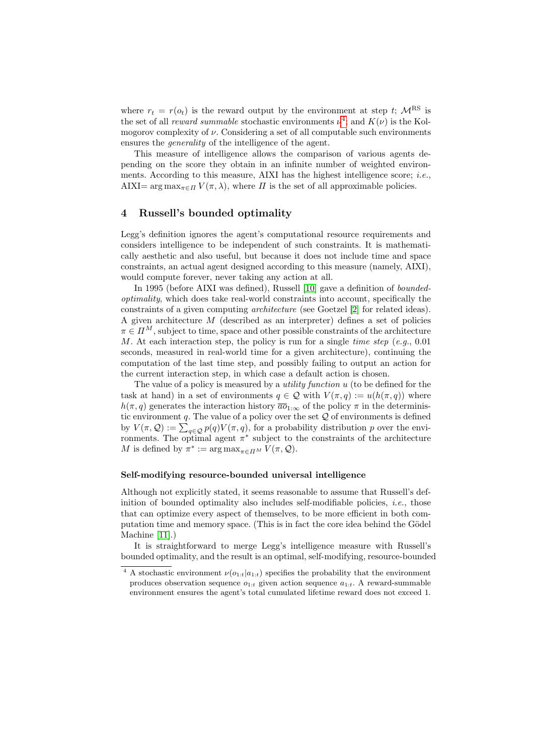where $r_t = r(o_t)$ is the reward output by the environment at step $t$; $\mathcal{M}^{\text{RS}}$ is the set of all *reward summable* stochastic environments $\nu$[4]; and $K(\nu)$ is the Kolmogorov complexity of $\nu$. Considering a set of all computable such environments ensures the *generality* of the intelligence of the agent.

This measure of intelligence allows the comparison of various agents depending on the score they obtain in an infinite number of weighted environments. According to this measure, AIXI has the highest intelligence score; *i.e.*, AIXI= $\arg\max_{\pi \in \Pi} V(\pi, \lambda)$, where $\Pi$ is the set of all approximable policies.

## 4 Russell's bounded optimality

Legg's definition ignores the agent's computational resource requirements and considers intelligence to be independent of such constraints. It is mathematically aesthetic and also useful, but because it does not include time and space constraints, an actual agent designed according to this measure (namely, AIXI), would compute forever, never taking any action at all.

In 1995 (before AIXI was defined), Russell [10] gave a definition of *bounded-optimality*, which does take real-world constraints into account, specifically the constraints of a given computing *architecture* (see Goetzel [2] for related ideas). A given architecture $M$ (described as an interpreter) defines a set of policies $\pi \in \Pi^M$, subject to time, space and other possible constraints of the architecture $M$. At each interaction step, the policy is run for a single *time step* (*e.g.*, 0.01 seconds, measured in real-world time for a given architecture), continuing the computation of the last time step, and possibly failing to output an action for the current interaction step, in which case a default action is chosen.

The value of a policy is measured by a *utility function* $u$ (to be defined for the task at hand) in a set of environments $q \in \mathcal{Q}$ with $V(\pi, q) := u(h(\pi, q))$ where $h(\pi, q)$ generates the interaction history $\overline{ao}_{1:\infty}$ of the policy $\pi$ in the deterministic environment $q$. The value of a policy over the set $\mathcal{Q}$ of environments is defined by $V(\pi, \mathcal{Q}) := \sum_{q \in \mathcal{Q}} p(q) V(\pi, q)$, for a probability distribution $p$ over the environments. The optimal agent $\pi^*$ subject to the constraints of the architecture $M$ is defined by $\pi^* := \arg\max_{\pi \in \Pi^M} V(\pi, \mathcal{Q})$.

#### Self-modifying resource-bounded universal intelligence

Although not explicitly stated, it seems reasonable to assume that Russell's definition of bounded optimality also includes self-modifiable policies, *i.e.*, those that can optimize every aspect of themselves, to be more efficient in both computation time and memory space. (This is in fact the core idea behind the Gödel Machine [11].)

It is straightforward to merge Legg's intelligence measure with Russell's bounded optimality, and the result is an optimal, self-modifying, resource-bounded

---

[4] A stochastic environment $\nu(o_{1:t}|a_{1:t})$ specifies the probability that the environment produces observation sequence $o_{1:t}$ given action sequence $a_{1:t}$. A reward-summable environment ensures the agent's total cumulated lifetime reward does not exceed 1.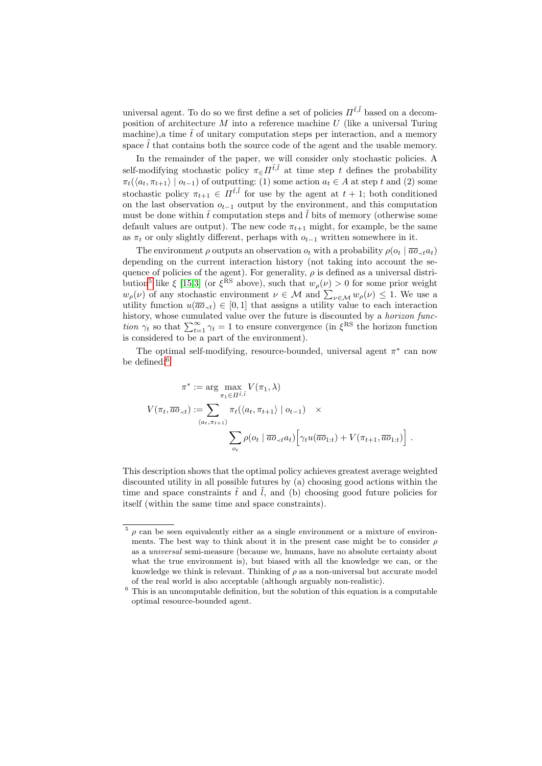universal agent. To do so we first define a set of policies $\Pi^{\tilde{t},\tilde{l}}$ based on a decomposition of architecture $M$ into a reference machine $U$ (like a universal Turing machine),a time $\tilde{t}$ of unitary computation steps per interaction, and a memory space $\tilde{l}$ that contains both the source code of the agent and the usable memory.

In the remainder of the paper, we will consider only stochastic policies. A self-modifying stochastic policy $\pi_\in \Pi^{\tilde{t},\tilde{l}}$ at time step $t$ defines the probability $\pi_t(\langle a_t, \pi_{t+1}\rangle \mid o_{t-1})$ of outputting: (1) some action $a_t \in A$ at step $t$ and (2) some stochastic policy $\pi_{t+1} \in \Pi^{\tilde{t},\tilde{l}}$ for use by the agent at $t+1$; both conditioned on the last observation $o_{t-1}$ output by the environment, and this computation must be done within $\tilde{t}$ computation steps and $\tilde{l}$ bits of memory (otherwise some default values are output). The new code $\pi_{t+1}$ might, for example, be the same as $\pi_t$ or only slightly different, perhaps with $o_{t-1}$ written somewhere in it.

The environment $\rho$ outputs an observation $o_t$ with a probability $\rho(o_t \mid \overline{ao}_{\prec t} a_t)$ depending on the current interaction history (not taking into account the sequence of policies of the agent). For generality, $\rho$ is defined as a universal distribution[5] like $\xi$ [15,3] (or $\xi^{\text{RS}}$ above), such that $w_\rho(\nu) > 0$ for some prior weight $w_\rho(\nu)$ of any stochastic environment $\nu \in \mathcal{M}$ and $\sum_{\nu\in\mathcal{M}} w_\rho(\nu) \leq 1$. We use a utility function $u(\overline{ao}_{\prec t}) \in [0, 1]$ that assigns a utility value to each interaction history, whose cumulated value over the future is discounted by a *horizon function* $\gamma_t$ so that $\sum_{t=1}^{\infty} \gamma_t = 1$ to ensure convergence (in $\xi^{\text{RS}}$ the horizon function is considered to be a part of the environment).

The optimal self-modifying, resource-bounded, universal agent $\pi^*$ can now be defined:[6]

$$
\begin{aligned}
\pi^* &:= \arg\max_{\pi_1\in\Pi^{\tilde{t},\tilde{l}}} V(\pi_1, \lambda) \\
V(\pi_t, \overline{ao}_{\prec t}) &:= \sum_{\langle a_t, \pi_{t+1}\rangle} \pi_t(\langle a_t, \pi_{t+1}\rangle \mid o_{t-1}) \quad \times \\
&\qquad\qquad \sum_{o_t} \rho(o_t \mid \overline{ao}_{\prec t} a_t) \Big[\gamma_t u(\overline{ao}_{1:t}) + V(\pi_{t+1}, \overline{ao}_{1:t})\Big] \ .
\end{aligned}
$$

This description shows that the optimal policy achieves greatest average weighted discounted utility in all possible futures by (a) choosing good actions within the time and space constraints $\tilde{t}$ and $\tilde{l}$, and (b) choosing good future policies for itself (within the same time and space constraints).

---

[5] $\rho$ can be seen equivalently either as a single environment or a mixture of environments. The best way to think about it in the present case might be to consider $\rho$ as a *universal* semi-measure (because we, humans, have no absolute certainty about what the true environment is), but biased with all the knowledge we can, or the knowledge we think is relevant. Thinking of $\rho$ as a non-universal but accurate model of the real world is also acceptable (although arguably non-realistic).

[6] This is an uncomputable definition, but the solution of this equation is a computable optimal resource-bounded agent.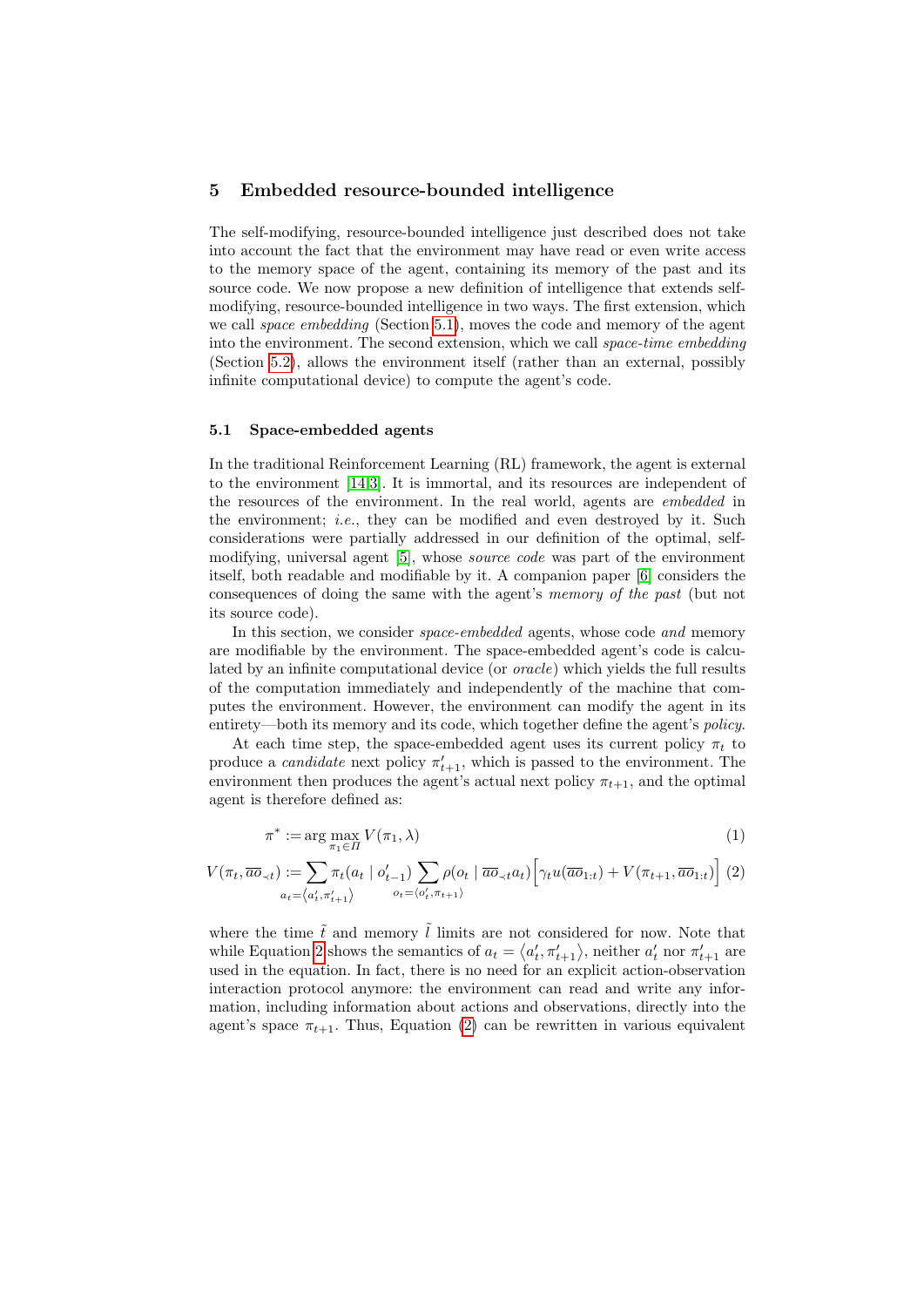## 5 Embedded resource-bounded intelligence

The self-modifying, resource-bounded intelligence just described does not take into account the fact that the environment may have read or even write access to the memory space of the agent, containing its memory of the past and its source code. We now propose a new definition of intelligence that extends self-modifying, resource-bounded intelligence in two ways. The first extension, which we call *space embedding* (Section 5.1), moves the code and memory of the agent into the environment. The second extension, which we call *space-time embedding* (Section 5.2), allows the environment itself (rather than an external, possibly infinite computational device) to compute the agent's code.

### 5.1 Space-embedded agents

In the traditional Reinforcement Learning (RL) framework, the agent is external to the environment [14,3]. It is immortal, and its resources are independent of the resources of the environment. In the real world, agents are *embedded* in the environment; *i.e.*, they can be modified and even destroyed by it. Such considerations were partially addressed in our definition of the optimal, self-modifying, universal agent [5], whose *source code* was part of the environment itself, both readable and modifiable by it. A companion paper [6] considers the consequences of doing the same with the agent's *memory of the past* (but not its source code).

In this section, we consider *space-embedded* agents, whose code *and* memory are modifiable by the environment. The space-embedded agent's code is calculated by an infinite computational device (or *oracle*) which yields the full results of the computation immediately and independently of the machine that computes the environment. However, the environment can modify the agent in its entirety—both its memory and its code, which together define the agent's *policy*.

At each time step, the space-embedded agent uses its current policy $\pi_t$ to produce a *candidate* next policy $\pi'_{t+1}$, which is passed to the environment. The environment then produces the agent's actual next policy $\pi_{t+1}$, and the optimal agent is therefore defined as:

$$\pi^* := \arg\max_{\pi_1 \in \Pi} V(\pi_1, \lambda) \tag{1}$$

$$V(\pi_t, \overline{ao}_{\prec t}) := \sum_{a_t = \langle a'_t, \pi'_{t+1} \rangle} \pi_t(a_t \mid o'_{t-1}) \sum_{o_t = \langle o'_t, \pi_{t+1} \rangle} \rho(o_t \mid \overline{ao}_{\prec t} a_t) \Big[ \gamma_t u(\overline{ao}_{1:t}) + V(\pi_{t+1}, \overline{ao}_{1:t}) \Big] \tag{2}$$

where the time $\tilde{t}$ and memory $\tilde{l}$ limits are not considered for now. Note that while Equation 2 shows the semantics of $a_t = \langle a'_t, \pi'_{t+1} \rangle$, neither $a'_t$ nor $\pi'_{t+1}$ are used in the equation. In fact, there is no need for an explicit action-observation interaction protocol anymore: the environment can read and write any information, including information about actions and observations, directly into the agent's space $\pi_{t+1}$. Thus, Equation (2) can be rewritten in various equivalent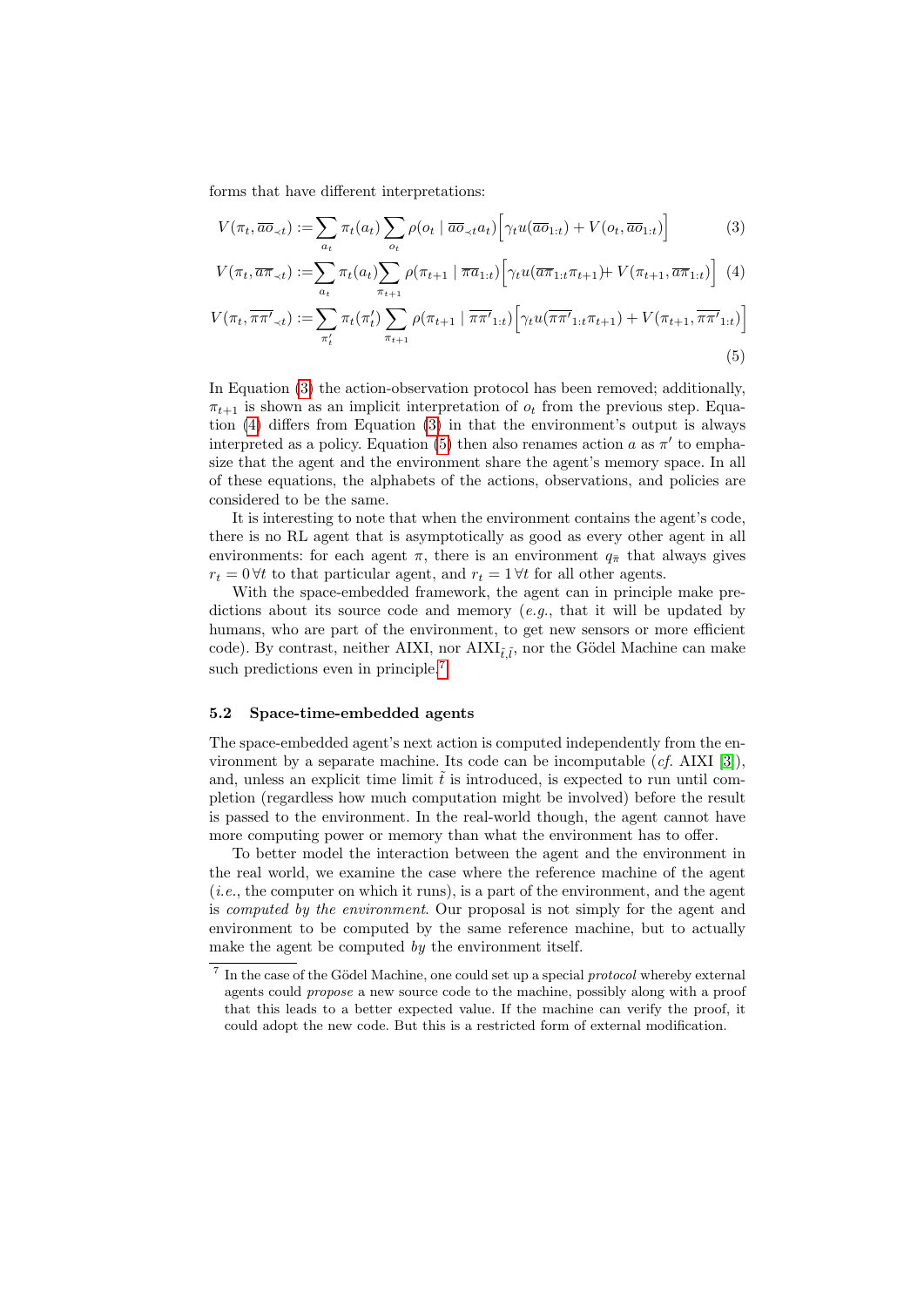forms that have different interpretations:

$$V(\pi_t, \overline{ao}_{\prec t}) := \sum_{a_t} \pi_t(a_t) \sum_{o_t} \rho(o_t \mid \overline{ao}_{\prec t} a_t) \Big[ \gamma_t u(\overline{ao}_{1:t}) + V(o_t, \overline{ao}_{1:t}) \Big] \tag{3}$$

$$V(\pi_t, \overline{a\pi}_{\prec t}) := \sum_{a_t} \pi_t(a_t) \sum_{\pi_{t+1}} \rho(\pi_{t+1} \mid \overline{\pi a}_{1:t}) \Big[ \gamma_t u(\overline{a\pi}_{1:t} \pi_{t+1}) + V(\pi_{t+1}, \overline{a\pi}_{1:t}) \Big] \tag{4}$$

$$V(\pi_t, \overline{\pi\pi'}_{\prec t}) := \sum_{\pi'_t} \pi_t(\pi'_t) \sum_{\pi_{t+1}} \rho(\pi_{t+1} \mid \overline{\pi\pi'}_{1:t}) \Big[ \gamma_t u(\overline{\pi\pi'}_{1:t} \pi_{t+1}) + V(\pi_{t+1}, \overline{\pi\pi'}_{1:t}) \Big] \tag{5}$$

In Equation (3) the action-observation protocol has been removed; additionally, $\pi_{t+1}$ is shown as an implicit interpretation of $o_t$ from the previous step. Equation (4) differs from Equation (3) in that the environment's output is always interpreted as a policy. Equation (5) then also renames action $a$ as $\pi'$ to emphasize that the agent and the environment share the agent's memory space. In all of these equations, the alphabets of the actions, observations, and policies are considered to be the same.

It is interesting to note that when the environment contains the agent's code, there is no RL agent that is asymptotically as good as every other agent in all environments: for each agent $\pi$, there is an environment $q_{\bar{\pi}}$ that always gives $r_t = 0 \, \forall t$ to that particular agent, and $r_t = 1 \, \forall t$ for all other agents.

With the space-embedded framework, the agent can in principle make predictions about its source code and memory (*e.g.*, that it will be updated by humans, who are part of the environment, to get new sensors or more efficient code). By contrast, neither AIXI, nor AIXI$_{\tilde{t},\tilde{l}}$, nor the Gödel Machine can make such predictions even in principle.[7]

### 5.2 Space-time-embedded agents

The space-embedded agent's next action is computed independently from the environment by a separate machine. Its code can be incomputable (*cf.* AIXI [3]), and, unless an explicit time limit $\tilde{t}$ is introduced, is expected to run until completion (regardless how much computation might be involved) before the result is passed to the environment. In the real-world though, the agent cannot have more computing power or memory than what the environment has to offer.

To better model the interaction between the agent and the environment in the real world, we examine the case where the reference machine of the agent (*i.e.*, the computer on which it runs), is a part of the environment, and the agent is *computed by the environment*. Our proposal is not simply for the agent and environment to be computed by the same reference machine, but to actually make the agent be computed *by* the environment itself.

[7] In the case of the Gödel Machine, one could set up a special *protocol* whereby external agents could *propose* a new source code to the machine, possibly along with a proof that this leads to a better expected value. If the machine can verify the proof, it could adopt the new code. But this is a restricted form of external modification.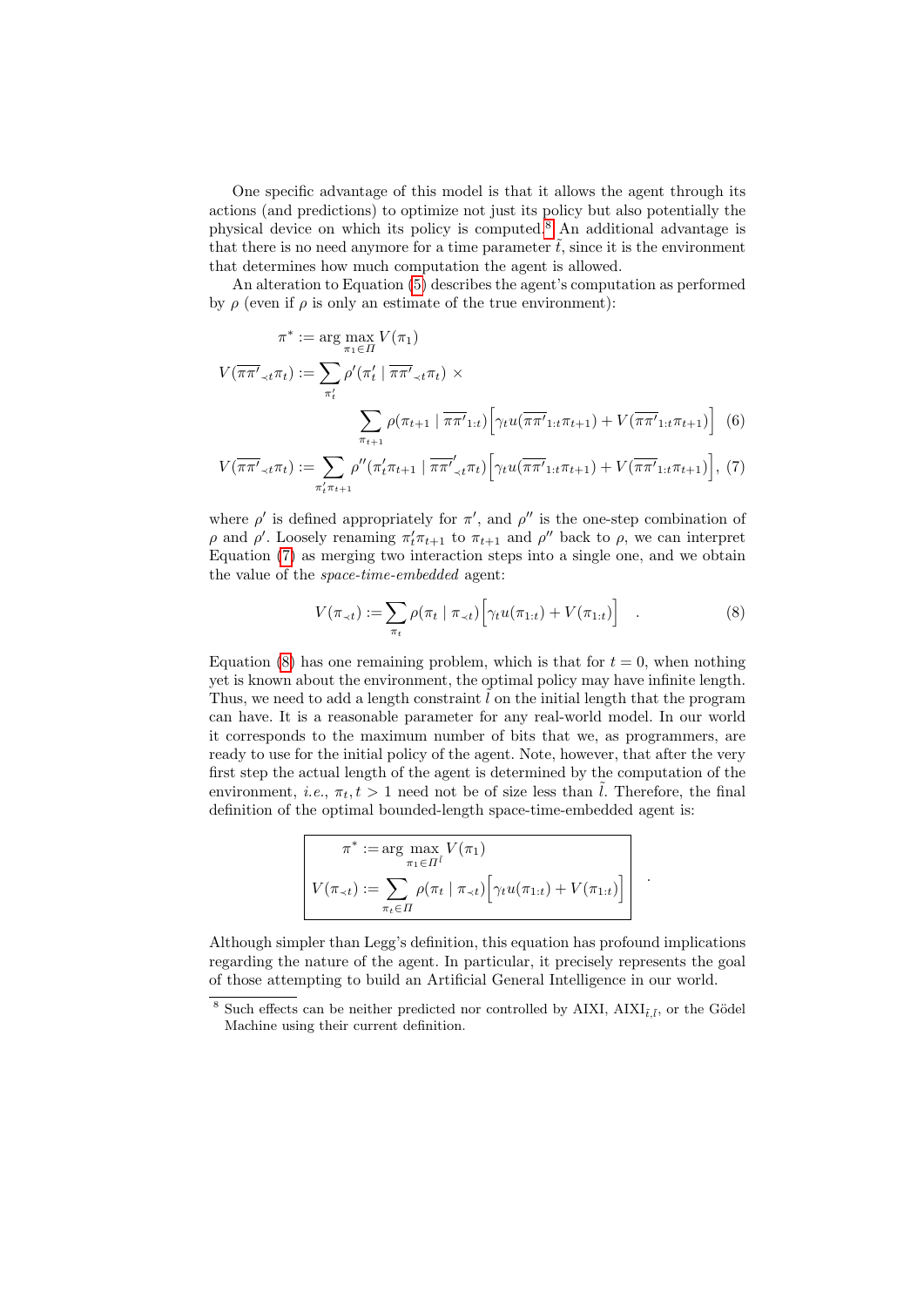One specific advantage of this model is that it allows the agent through its actions (and predictions) to optimize not just its policy but also potentially the physical device on which its policy is computed.[8] An additional advantage is that there is no need anymore for a time parameter $\tilde{t}$, since it is the environment that determines how much computation the agent is allowed.

An alteration to Equation (5) describes the agent's computation as performed by $\rho$ (even if $\rho$ is only an estimate of the true environment):

$$
\begin{aligned}
\pi^* &:= \arg\max_{\pi_1 \in \Pi} V(\pi_1) \\
V(\overline{\pi\pi'}_{\prec t}\pi_t) &:= \sum_{\pi'_t} \rho'(\pi'_t \mid \overline{\pi\pi'}_{\prec t}\pi_t) \times \\
&\qquad \sum_{\pi_{t+1}} \rho(\pi_{t+1} \mid \overline{\pi\pi'}_{1:t}) \Big[\gamma_t u(\overline{\pi\pi'}_{1:t}\pi_{t+1}) + V(\overline{\pi\pi'}_{1:t}\pi_{t+1})\Big] \quad (6) \\
V(\overline{\pi\pi'}_{\prec t}\pi_t) &:= \sum_{\pi'_t\pi_{t+1}} \rho''(\pi'_t\pi_{t+1} \mid \overline{\pi\pi'}_{\prec t}\pi_t) \Big[\gamma_t u(\overline{\pi\pi'}_{1:t}\pi_{t+1}) + V(\overline{\pi\pi'}_{1:t}\pi_{t+1})\Big], \quad (7)
\end{aligned}
$$

where $\rho'$ is defined appropriately for $\pi'$, and $\rho''$ is the one-step combination of $\rho$ and $\rho'$. Loosely renaming $\pi'_t\pi_{t+1}$ to $\pi_{t+1}$ and $\rho''$ back to $\rho$, we can interpret Equation (7) as merging two interaction steps into a single one, and we obtain the value of the *space-time-embedded* agent:

$$
V(\pi_{\prec t}) := \sum_{\pi_t} \rho(\pi_t \mid \pi_{\prec t}) \Big[\gamma_t u(\pi_{1:t}) + V(\pi_{1:t})\Big] \quad . \qquad (8)
$$

Equation (8) has one remaining problem, which is that for $t = 0$, when nothing yet is known about the environment, the optimal policy may have infinite length. Thus, we need to add a length constraint $\tilde{l}$ on the initial length that the program can have. It is a reasonable parameter for any real-world model. In our world it corresponds to the maximum number of bits that we, as programmers, are ready to use for the initial policy of the agent. Note, however, that after the very first step the actual length of the agent is determined by the computation of the environment, *i.e.*, $\pi_t, t > 1$ need not be of size less than $\tilde{l}$. Therefore, the final definition of the optimal bounded-length space-time-embedded agent is:

$$
\boxed{
\begin{aligned}
\pi^* &:= \arg\max_{\pi_1 \in \Pi^{\tilde{l}}} V(\pi_1) \\
V(\pi_{\prec t}) &:= \sum_{\pi_t \in \Pi} \rho(\pi_t \mid \pi_{\prec t}) \Big[\gamma_t u(\pi_{1:t}) + V(\pi_{1:t})\Big]
\end{aligned}
} \quad .
$$

Although simpler than Legg's definition, this equation has profound implications regarding the nature of the agent. In particular, it precisely represents the goal of those attempting to build an Artificial General Intelligence in our world.

[8] Such effects can be neither predicted nor controlled by AIXI, AIXI$_{\tilde{t},\tilde{l}}$, or the Gödel Machine using their current definition.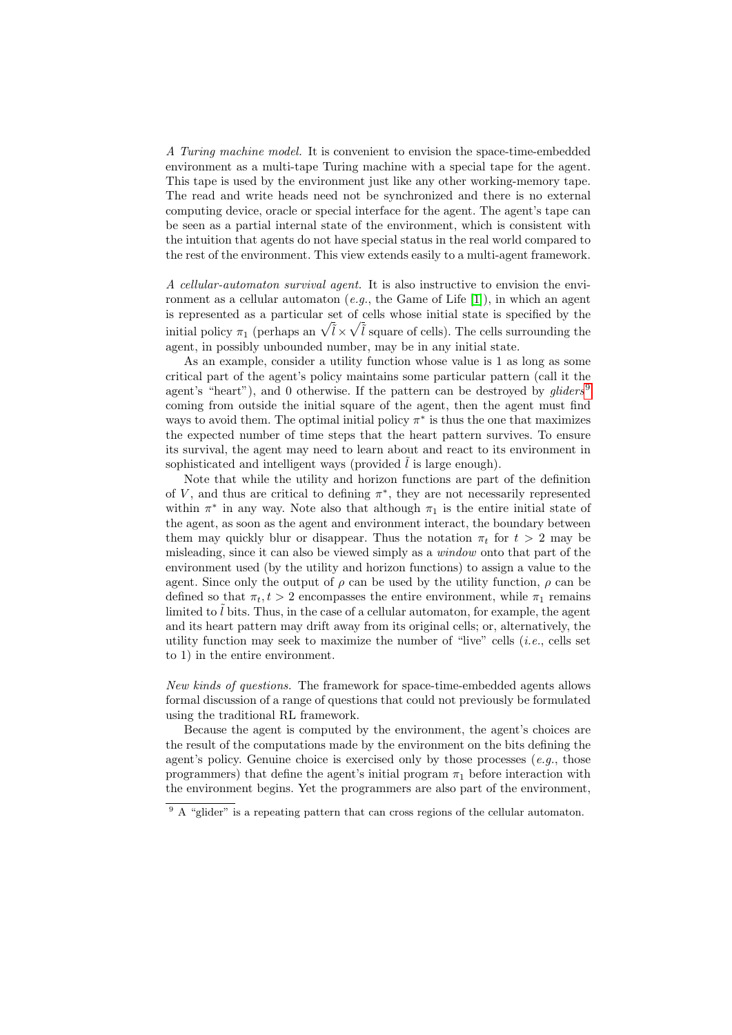*A Turing machine model.* It is convenient to envision the space-time-embedded environment as a multi-tape Turing machine with a special tape for the agent. This tape is used by the environment just like any other working-memory tape. The read and write heads need not be synchronized and there is no external computing device, oracle or special interface for the agent. The agent's tape can be seen as a partial internal state of the environment, which is consistent with the intuition that agents do not have special status in the real world compared to the rest of the environment. This view extends easily to a multi-agent framework.

*A cellular-automaton survival agent.* It is also instructive to envision the environment as a cellular automaton (*e.g.*, the Game of Life [1]), in which an agent is represented as a particular set of cells whose initial state is specified by the initial policy $\pi_1$ (perhaps an $\sqrt{\tilde{l}} \times \sqrt{\tilde{l}}$ square of cells). The cells surrounding the agent, in possibly unbounded number, may be in any initial state.

As an example, consider a utility function whose value is 1 as long as some critical part of the agent's policy maintains some particular pattern (call it the agent's "heart"), and 0 otherwise. If the pattern can be destroyed by *gliders*[9] coming from outside the initial square of the agent, then the agent must find ways to avoid them. The optimal initial policy $\pi^*$ is thus the one that maximizes the expected number of time steps that the heart pattern survives. To ensure its survival, the agent may need to learn about and react to its environment in sophisticated and intelligent ways (provided $\tilde{l}$ is large enough).

Note that while the utility and horizon functions are part of the definition of $V$, and thus are critical to defining $\pi^*$, they are not necessarily represented within $\pi^*$ in any way. Note also that although $\pi_1$ is the entire initial state of the agent, as soon as the agent and environment interact, the boundary between them may quickly blur or disappear. Thus the notation $\pi_t$ for $t > 2$ may be misleading, since it can also be viewed simply as a *window* onto that part of the environment used (by the utility and horizon functions) to assign a value to the agent. Since only the output of $\rho$ can be used by the utility function, $\rho$ can be defined so that $\pi_t, t > 2$ encompasses the entire environment, while $\pi_1$ remains limited to $\tilde{l}$ bits. Thus, in the case of a cellular automaton, for example, the agent and its heart pattern may drift away from its original cells; or, alternatively, the utility function may seek to maximize the number of "live" cells (*i.e.*, cells set to 1) in the entire environment.

*New kinds of questions.* The framework for space-time-embedded agents allows formal discussion of a range of questions that could not previously be formulated using the traditional RL framework.

Because the agent is computed by the environment, the agent's choices are the result of the computations made by the environment on the bits defining the agent's policy. Genuine choice is exercised only by those processes (*e.g.*, those programmers) that define the agent's initial program $\pi_1$ before interaction with the environment begins. Yet the programmers are also part of the environment,

---

[9] A "glider" is a repeating pattern that can cross regions of the cellular automaton.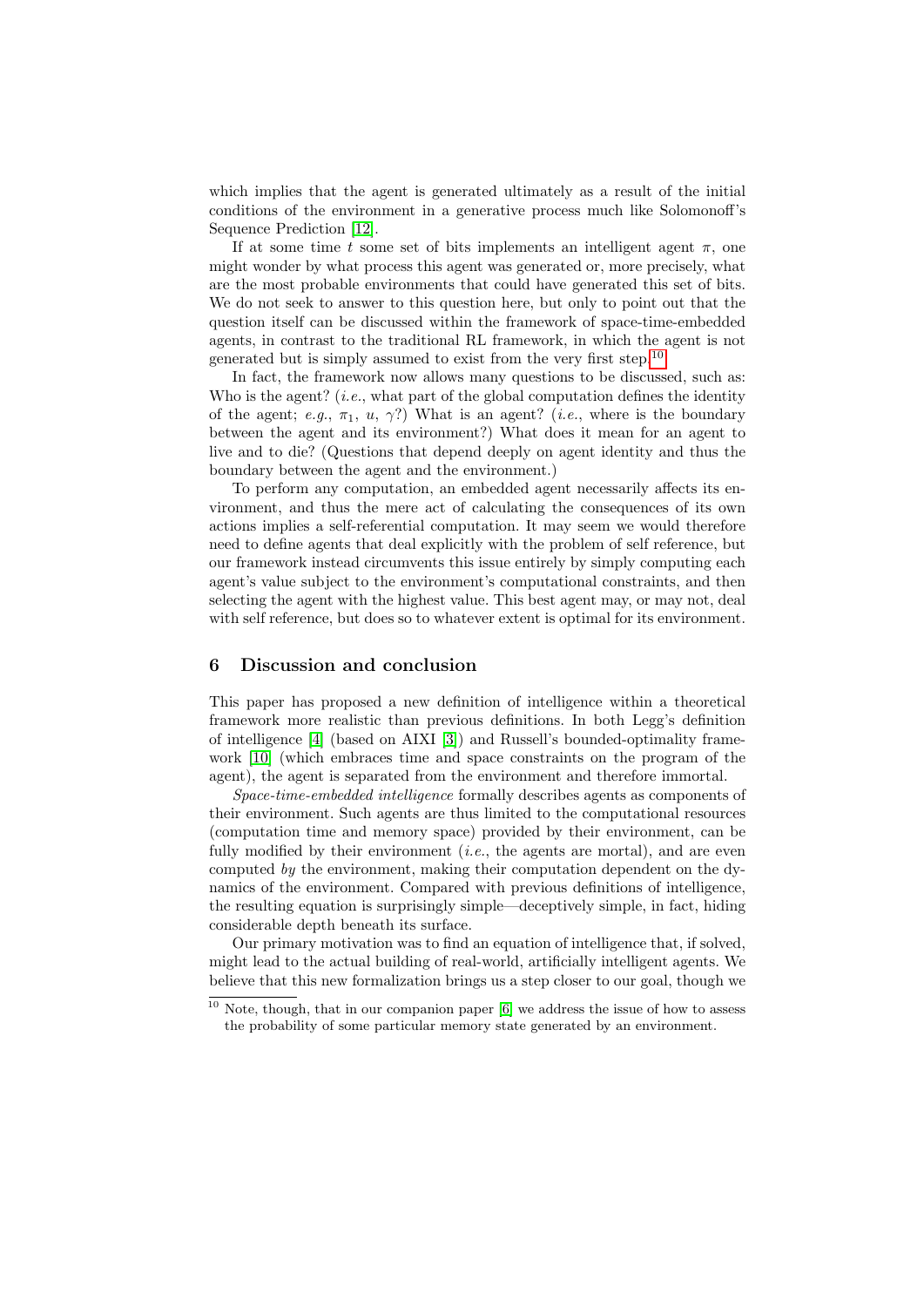which implies that the agent is generated ultimately as a result of the initial conditions of the environment in a generative process much like Solomonoff's Sequence Prediction [12].

If at some time $t$ some set of bits implements an intelligent agent $\pi$, one might wonder by what process this agent was generated or, more precisely, what are the most probable environments that could have generated this set of bits. We do not seek to answer to this question here, but only to point out that the question itself can be discussed within the framework of space-time-embedded agents, in contrast to the traditional RL framework, in which the agent is not generated but is simply assumed to exist from the very first step.[10]

In fact, the framework now allows many questions to be discussed, such as: Who is the agent? (*i.e.*, what part of the global computation defines the identity of the agent; *e.g.*, $\pi_1$, $u$, $\gamma$?) What is an agent? (*i.e.*, where is the boundary between the agent and its environment?) What does it mean for an agent to live and to die? (Questions that depend deeply on agent identity and thus the boundary between the agent and the environment.)

To perform any computation, an embedded agent necessarily affects its environment, and thus the mere act of calculating the consequences of its own actions implies a self-referential computation. It may seem we would therefore need to define agents that deal explicitly with the problem of self reference, but our framework instead circumvents this issue entirely by simply computing each agent's value subject to the environment's computational constraints, and then selecting the agent with the highest value. This best agent may, or may not, deal with self reference, but does so to whatever extent is optimal for its environment.

## 6 Discussion and conclusion

This paper has proposed a new definition of intelligence within a theoretical framework more realistic than previous definitions. In both Legg's definition of intelligence [4] (based on AIXI [3]) and Russell's bounded-optimality framework [10] (which embraces time and space constraints on the program of the agent), the agent is separated from the environment and therefore immortal.

*Space-time-embedded intelligence* formally describes agents as components of their environment. Such agents are thus limited to the computational resources (computation time and memory space) provided by their environment, can be fully modified by their environment (*i.e.*, the agents are mortal), and are even computed *by* the environment, making their computation dependent on the dynamics of the environment. Compared with previous definitions of intelligence, the resulting equation is surprisingly simple—deceptively simple, in fact, hiding considerable depth beneath its surface.

Our primary motivation was to find an equation of intelligence that, if solved, might lead to the actual building of real-world, artificially intelligent agents. We believe that this new formalization brings us a step closer to our goal, though we

[10] Note, though, that in our companion paper [6] we address the issue of how to assess the probability of some particular memory state generated by an environment.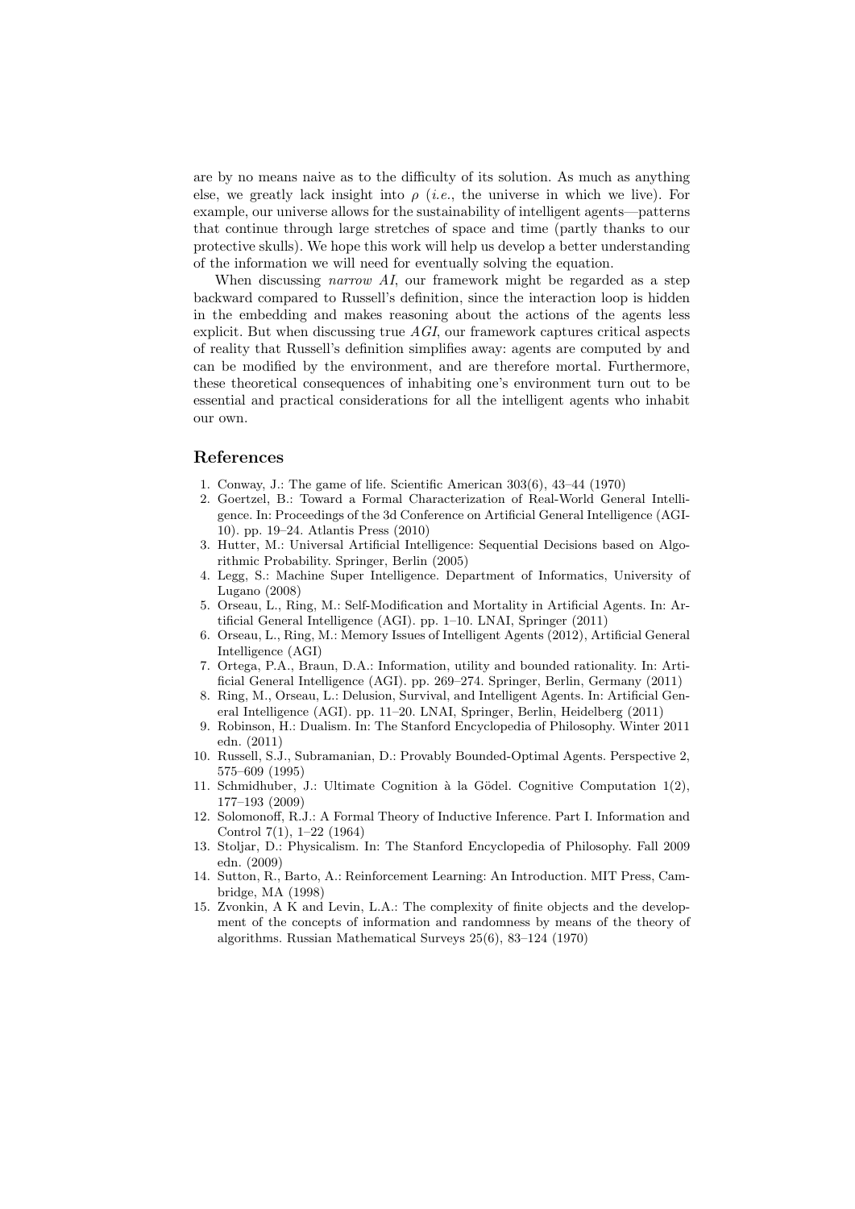are by no means naive as to the difficulty of its solution. As much as anything else, we greatly lack insight into $\rho$ (*i.e.*, the universe in which we live). For example, our universe allows for the sustainability of intelligent agents—patterns that continue through large stretches of space and time (partly thanks to our protective skulls). We hope this work will help us develop a better understanding of the information we will need for eventually solving the equation.

When discussing *narrow AI*, our framework might be regarded as a step backward compared to Russell's definition, since the interaction loop is hidden in the embedding and makes reasoning about the actions of the agents less explicit. But when discussing true *AGI*, our framework captures critical aspects of reality that Russell's definition simplifies away: agents are computed by and can be modified by the environment, and are therefore mortal. Furthermore, these theoretical consequences of inhabiting one's environment turn out to be essential and practical considerations for all the intelligent agents who inhabit our own.

## References

1. Conway, J.: The game of life. Scientific American 303(6), 43–44 (1970)
2. Goertzel, B.: Toward a Formal Characterization of Real-World General Intelligence. In: Proceedings of the 3d Conference on Artificial General Intelligence (AGI-10). pp. 19–24. Atlantis Press (2010)
3. Hutter, M.: Universal Artificial Intelligence: Sequential Decisions based on Algorithmic Probability. Springer, Berlin (2005)
4. Legg, S.: Machine Super Intelligence. Department of Informatics, University of Lugano (2008)
5. Orseau, L., Ring, M.: Self-Modification and Mortality in Artificial Agents. In: Artificial General Intelligence (AGI). pp. 1–10. LNAI, Springer (2011)
6. Orseau, L., Ring, M.: Memory Issues of Intelligent Agents (2012), Artificial General Intelligence (AGI)
7. Ortega, P.A., Braun, D.A.: Information, utility and bounded rationality. In: Artificial General Intelligence (AGI). pp. 269–274. Springer, Berlin, Germany (2011)
8. Ring, M., Orseau, L.: Delusion, Survival, and Intelligent Agents. In: Artificial General Intelligence (AGI). pp. 11–20. LNAI, Springer, Berlin, Heidelberg (2011)
9. Robinson, H.: Dualism. In: The Stanford Encyclopedia of Philosophy. Winter 2011 edn. (2011)
10. Russell, S.J., Subramanian, D.: Provably Bounded-Optimal Agents. Perspective 2, 575–609 (1995)
11. Schmidhuber, J.: Ultimate Cognition à la Gödel. Cognitive Computation 1(2), 177–193 (2009)
12. Solomonoff, R.J.: A Formal Theory of Inductive Inference. Part I. Information and Control 7(1), 1–22 (1964)
13. Stoljar, D.: Physicalism. In: The Stanford Encyclopedia of Philosophy. Fall 2009 edn. (2009)
14. Sutton, R., Barto, A.: Reinforcement Learning: An Introduction. MIT Press, Cambridge, MA (1998)
15. Zvonkin, A K and Levin, L.A.: The complexity of finite objects and the development of the concepts of information and randomness by means of the theory of algorithms. Russian Mathematical Surveys 25(6), 83–124 (1970)